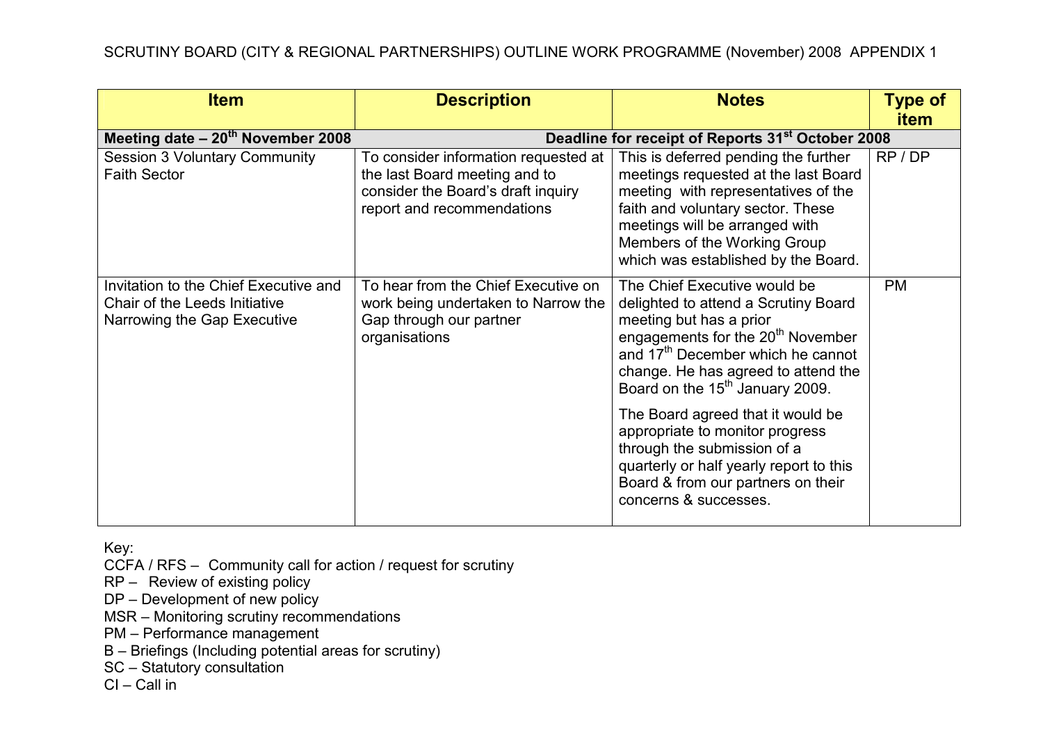SCRUTINY BOARD (CITY & REGIONAL PARTNERSHIPS) OUTLINE WORK PROGRAMME (November) 2008 APPENDIX 1

| Item | Description | Notes | Type of item |
|---|---|---|---|
| **Meeting date – 20th November 2008** | | **Deadline for receipt of Reports 31st October 2008** | |
| Session 3 Voluntary Community Faith Sector | To consider information requested at the last Board meeting and to consider the Board's draft inquiry report and recommendations | This is deferred pending the further meetings requested at the last Board meeting with representatives of the faith and voluntary sector. These meetings will be arranged with Members of the Working Group which was established by the Board. | RP / DP |
| Invitation to the Chief Executive and Chair of the Leeds Initiative Narrowing the Gap Executive | To hear from the Chief Executive on work being undertaken to Narrow the Gap through our partner organisations | The Chief Executive would be delighted to attend a Scrutiny Board meeting but has a prior engagements for the 20th November and 17th December which he cannot change. He has agreed to attend the Board on the 15th January 2009.<br><br>The Board agreed that it would be appropriate to monitor progress through the submission of a quarterly or half yearly report to this Board & from our partners on their concerns & successes. | PM |

Key:

CCFA / RFS – Community call for action / request for scrutiny
RP – Review of existing policy
DP – Development of new policy
MSR – Monitoring scrutiny recommendations
PM – Performance management
B – Briefings (Including potential areas for scrutiny)
SC – Statutory consultation
CI – Call in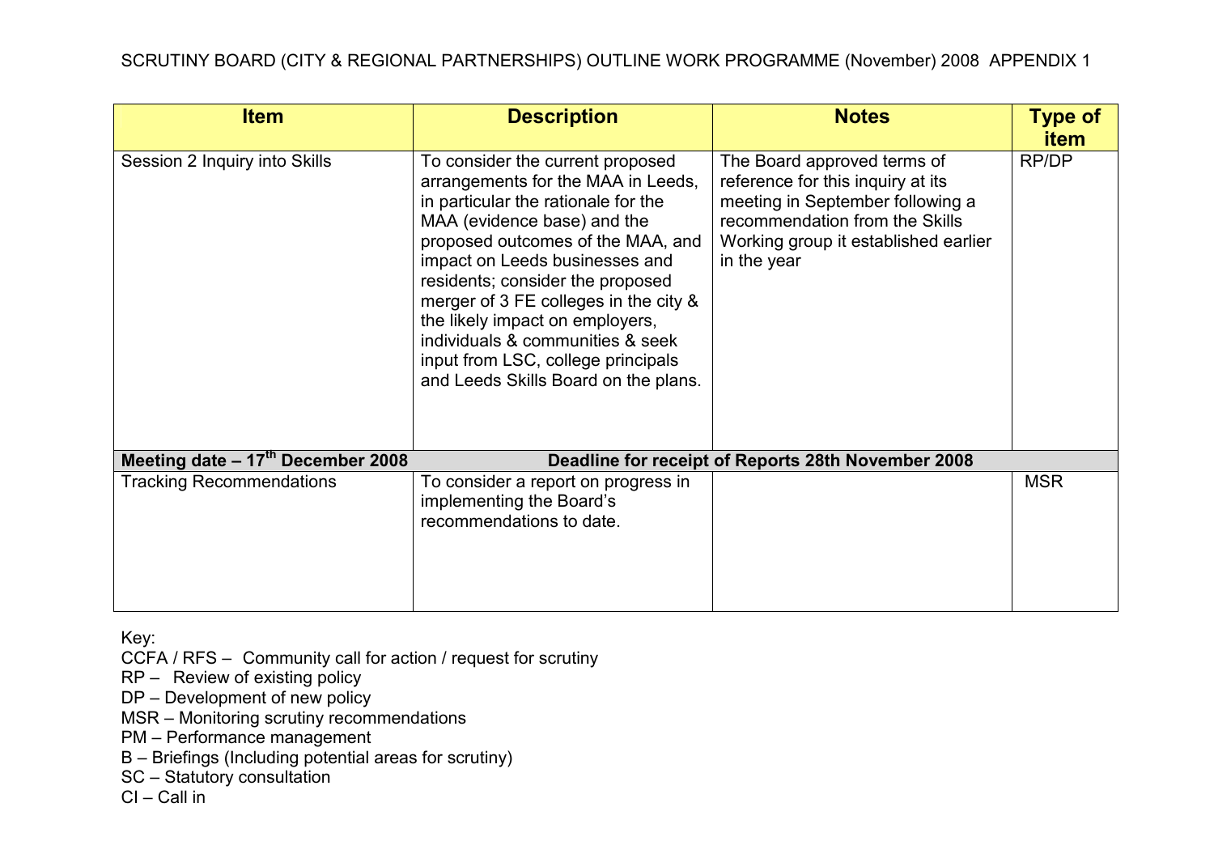SCRUTINY BOARD (CITY & REGIONAL PARTNERSHIPS) OUTLINE WORK PROGRAMME (November) 2008 APPENDIX 1

| Item | Description | Notes | Type of item |
|---|---|---|---|
| Session 2 Inquiry into Skills | To consider the current proposed arrangements for the MAA in Leeds, in particular the rationale for the MAA (evidence base) and the proposed outcomes of the MAA, and impact on Leeds businesses and residents; consider the proposed merger of 3 FE colleges in the city & the likely impact on employers, individuals & communities & seek input from LSC, college principals and Leeds Skills Board on the plans. | The Board approved terms of reference for this inquiry at its meeting in September following a recommendation from the Skills Working group it established earlier in the year | RP/DP |
| **Meeting date – 17th December 2008** | **Deadline for receipt of Reports 28th November 2008** | | |
| Tracking Recommendations | To consider a report on progress in implementing the Board's recommendations to date. | | MSR |

Key:
CCFA / RFS – Community call for action / request for scrutiny
RP – Review of existing policy
DP – Development of new policy
MSR – Monitoring scrutiny recommendations
PM – Performance management
B – Briefings (Including potential areas for scrutiny)
SC – Statutory consultation
CI – Call in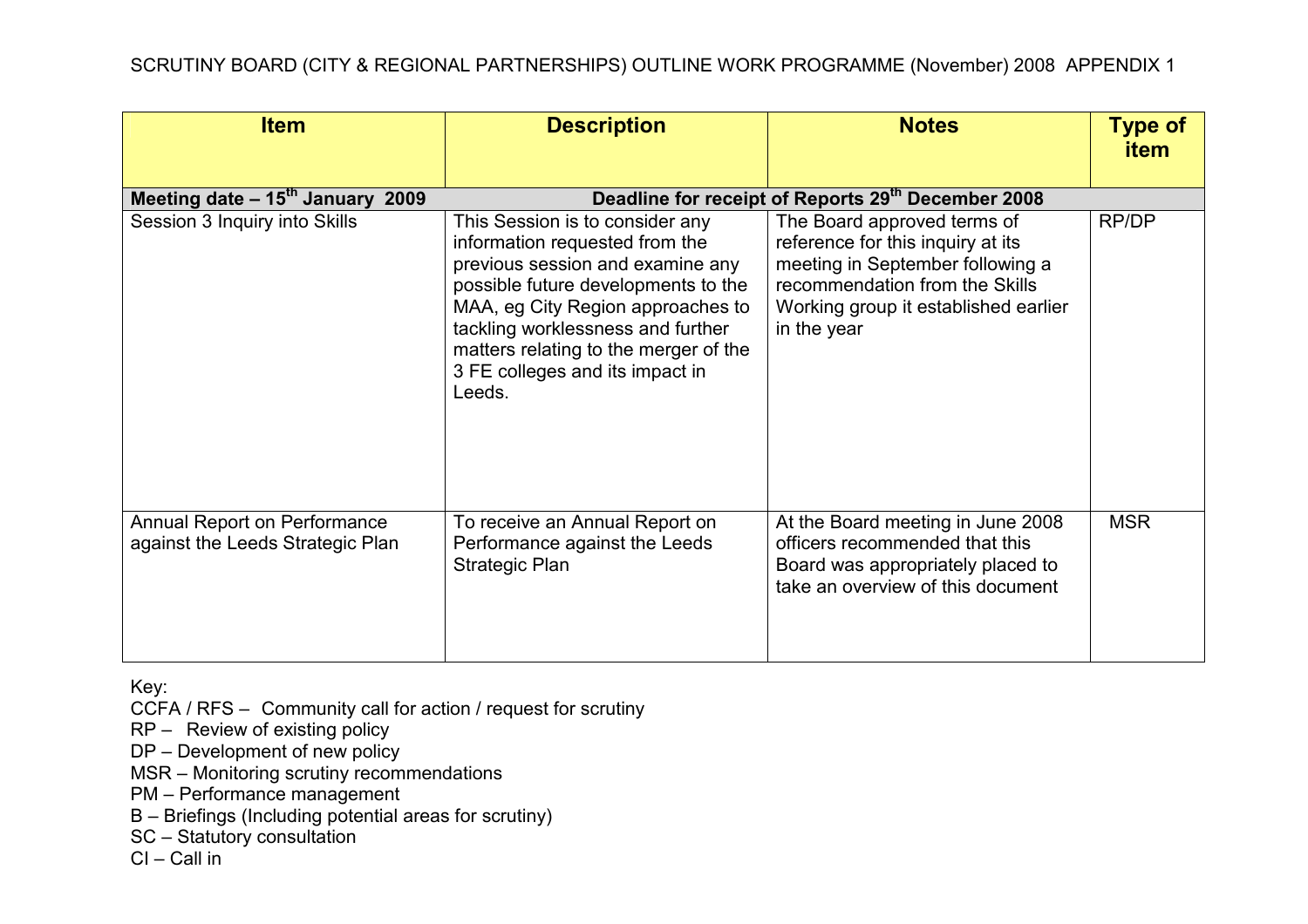SCRUTINY BOARD (CITY & REGIONAL PARTNERSHIPS) OUTLINE WORK PROGRAMME (November) 2008 APPENDIX 1

| Item | Description | Notes | Type of item |
|---|---|---|---|
| **Meeting date – 15th January 2009** | **Deadline for receipt of Reports 29th December 2008** | | |
| Session 3 Inquiry into Skills | This Session is to consider any information requested from the previous session and examine any possible future developments to the MAA, eg City Region approaches to tackling worklessness and further matters relating to the merger of the 3 FE colleges and its impact in Leeds. | The Board approved terms of reference for this inquiry at its meeting in September following a recommendation from the Skills Working group it established earlier in the year | RP/DP |
| Annual Report on Performance against the Leeds Strategic Plan | To receive an Annual Report on Performance against the Leeds Strategic Plan | At the Board meeting in June 2008 officers recommended that this Board was appropriately placed to take an overview of this document | MSR |

Key:
CCFA / RFS – Community call for action / request for scrutiny
RP – Review of existing policy
DP – Development of new policy
MSR – Monitoring scrutiny recommendations
PM – Performance management
B – Briefings (Including potential areas for scrutiny)
SC – Statutory consultation
CI – Call in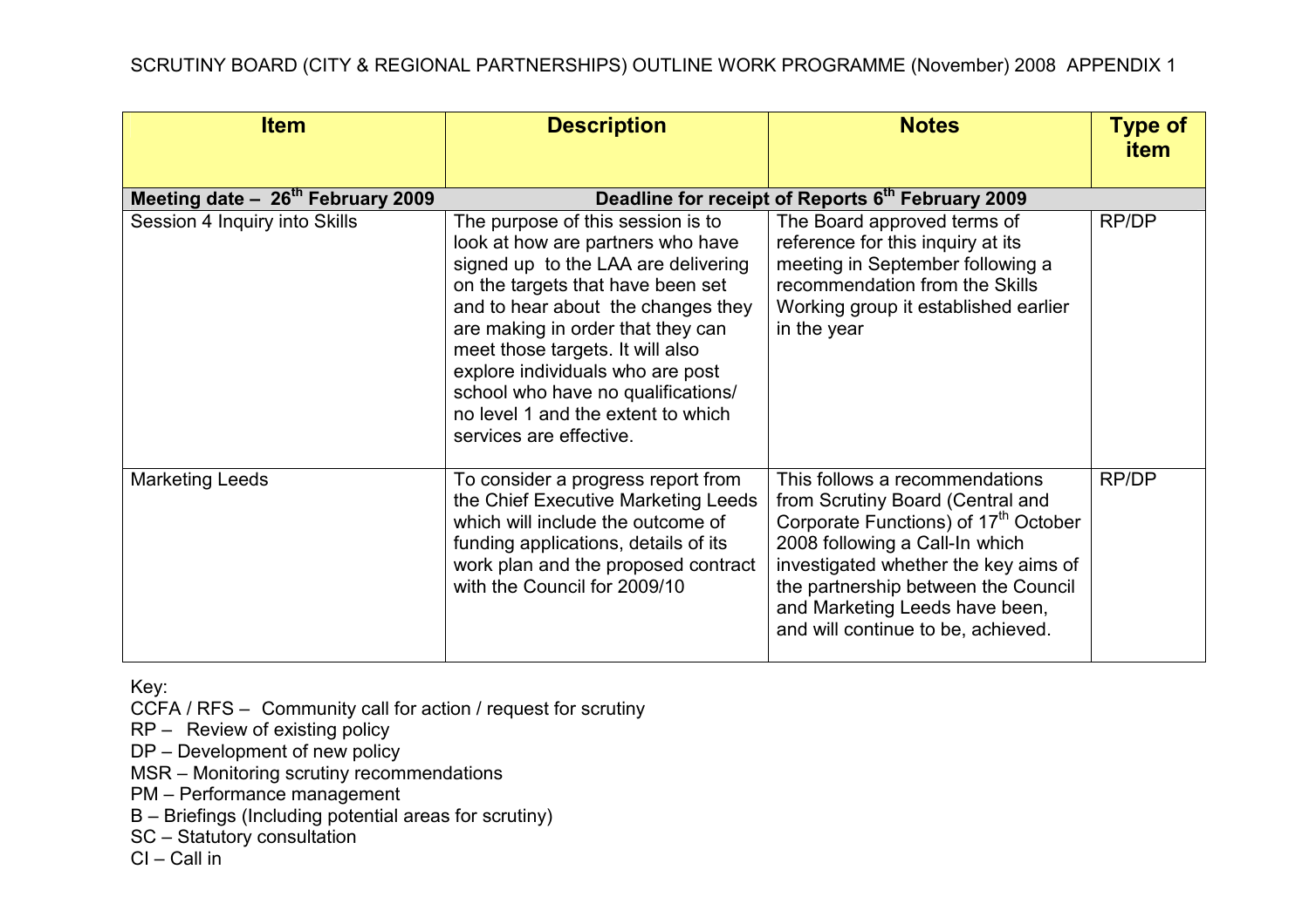SCRUTINY BOARD (CITY & REGIONAL PARTNERSHIPS) OUTLINE WORK PROGRAMME (November) 2008 APPENDIX 1

| Item | Description | Notes | Type of item |
|---|---|---|---|
| **Meeting date – 26th February 2009** | **Deadline for receipt of Reports 6th February 2009** | | |
| Session 4 Inquiry into Skills | The purpose of this session is to look at how are partners who have signed up to the LAA are delivering on the targets that have been set and to hear about the changes they are making in order that they can meet those targets. It will also explore individuals who are post school who have no qualifications/ no level 1 and the extent to which services are effective. | The Board approved terms of reference for this inquiry at its meeting in September following a recommendation from the Skills Working group it established earlier in the year | RP/DP |
| Marketing Leeds | To consider a progress report from the Chief Executive Marketing Leeds which will include the outcome of funding applications, details of its work plan and the proposed contract with the Council for 2009/10 | This follows a recommendations from Scrutiny Board (Central and Corporate Functions) of 17th October 2008 following a Call-In which investigated whether the key aims of the partnership between the Council and Marketing Leeds have been, and will continue to be, achieved. | RP/DP |

Key:
CCFA / RFS – Community call for action / request for scrutiny
RP – Review of existing policy
DP – Development of new policy
MSR – Monitoring scrutiny recommendations
PM – Performance management
B – Briefings (Including potential areas for scrutiny)
SC – Statutory consultation
CI – Call in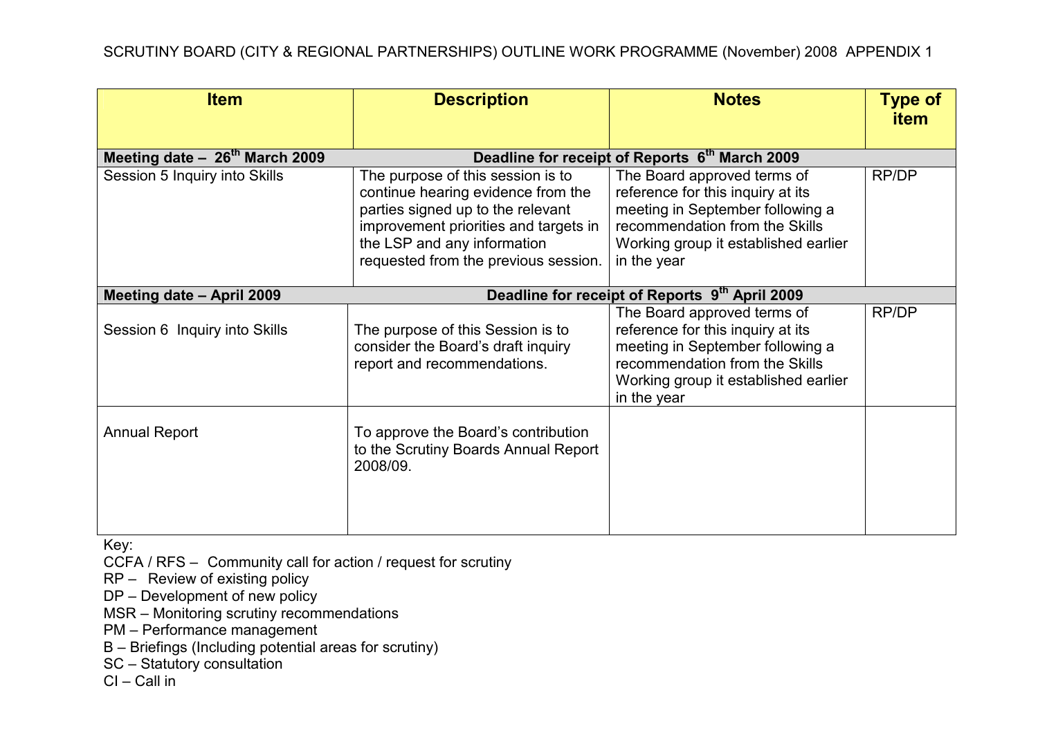SCRUTINY BOARD (CITY & REGIONAL PARTNERSHIPS) OUTLINE WORK PROGRAMME (November) 2008 APPENDIX 1

| Item | Description | Notes | Type of item |
|---|---|---|---|
| **Meeting date – 26th March 2009** | **Deadline for receipt of Reports 6th March 2009** | | |
| Session 5 Inquiry into Skills | The purpose of this session is to continue hearing evidence from the parties signed up to the relevant improvement priorities and targets in the LSP and any information requested from the previous session. | The Board approved terms of reference for this inquiry at its meeting in September following a recommendation from the Skills Working group it established earlier in the year | RP/DP |
| **Meeting date – April 2009** | **Deadline for receipt of Reports 9th April 2009** | | |
| Session 6 Inquiry into Skills | The purpose of this Session is to consider the Board's draft inquiry report and recommendations. | The Board approved terms of reference for this inquiry at its meeting in September following a recommendation from the Skills Working group it established earlier in the year | RP/DP |
| Annual Report | To approve the Board's contribution to the Scrutiny Boards Annual Report 2008/09. | | |

Key:

CCFA / RFS – Community call for action / request for scrutiny
RP – Review of existing policy
DP – Development of new policy
MSR – Monitoring scrutiny recommendations
PM – Performance management
B – Briefings (Including potential areas for scrutiny)
SC – Statutory consultation
CI – Call in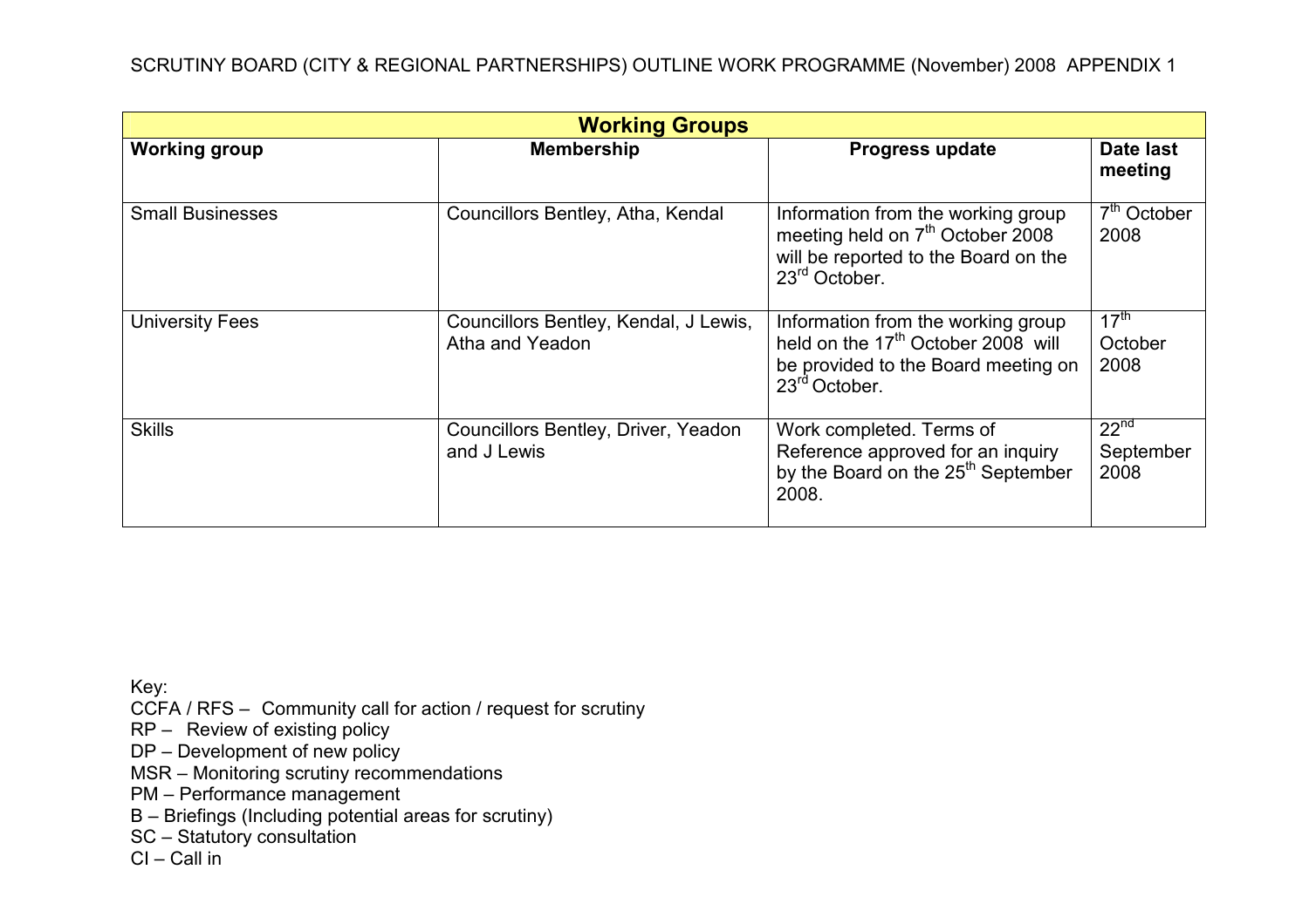SCRUTINY BOARD (CITY & REGIONAL PARTNERSHIPS) OUTLINE WORK PROGRAMME (November) 2008 APPENDIX 1

| Working Groups | | | |
|---|---|---|---|
| **Working group** | **Membership** | **Progress update** | **Date last meeting** |
| Small Businesses | Councillors Bentley, Atha, Kendal | Information from the working group meeting held on 7th October 2008 will be reported to the Board on the 23rd October. | 7th October 2008 |
| University Fees | Councillors Bentley, Kendal, J Lewis, Atha and Yeadon | Information from the working group held on the 17th October 2008 will be provided to the Board meeting on 23rd October. | 17th October 2008 |
| Skills | Councillors Bentley, Driver, Yeadon and J Lewis | Work completed. Terms of Reference approved for an inquiry by the Board on the 25th September 2008. | 22nd September 2008 |

Key:
CCFA / RFS – Community call for action / request for scrutiny
RP – Review of existing policy
DP – Development of new policy
MSR – Monitoring scrutiny recommendations
PM – Performance management
B – Briefings (Including potential areas for scrutiny)
SC – Statutory consultation
CI – Call in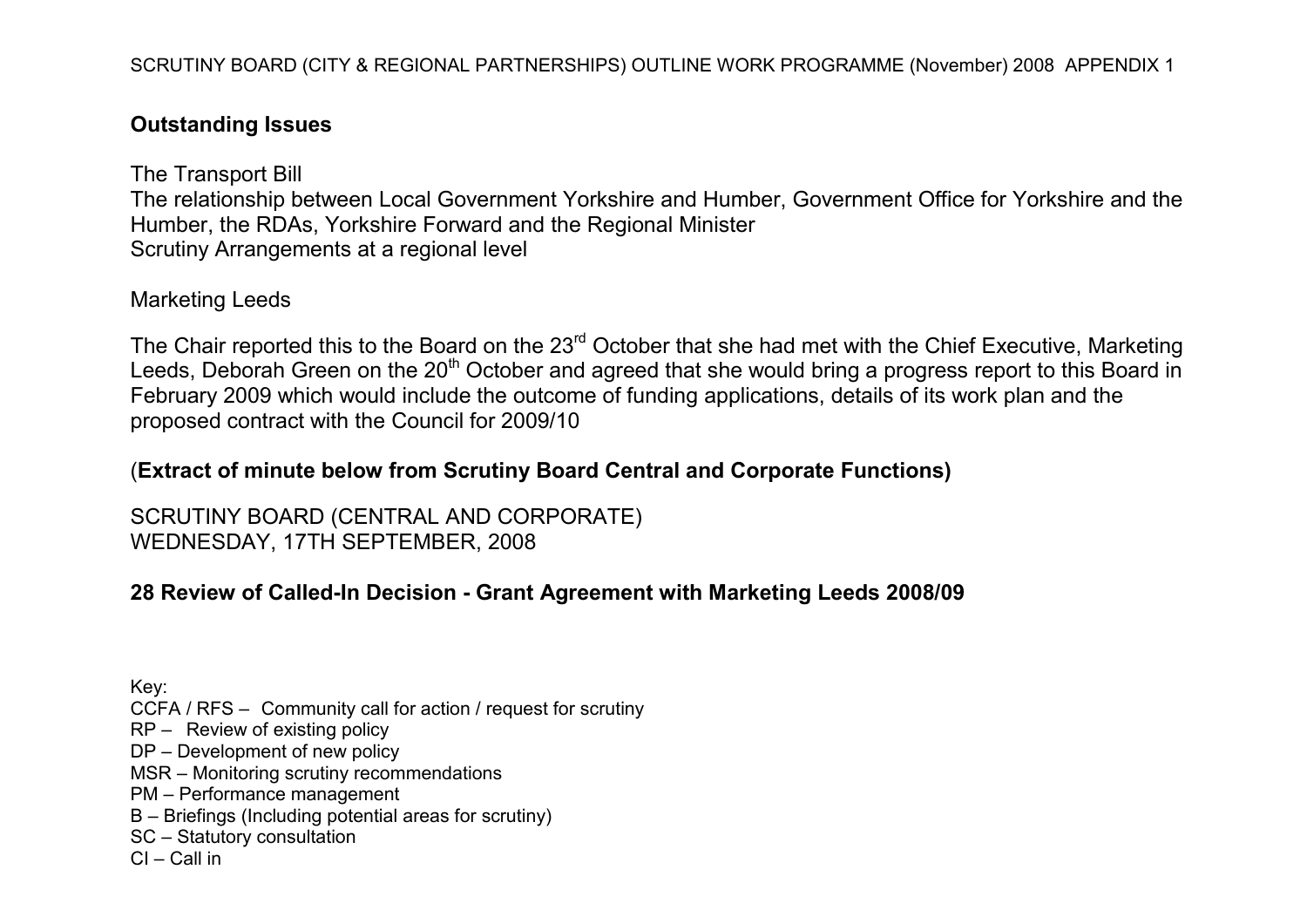## Outstanding Issues

The Transport Bill
The relationship between Local Government Yorkshire and Humber, Government Office for Yorkshire and the Humber, the RDAs, Yorkshire Forward and the Regional Minister
Scrutiny Arrangements at a regional level

Marketing Leeds

The Chair reported this to the Board on the 23rd October that she had met with the Chief Executive, Marketing Leeds, Deborah Green on the 20th October and agreed that she would bring a progress report to this Board in February 2009 which would include the outcome of funding applications, details of its work plan and the proposed contract with the Council for 2009/10

(**Extract of minute below from Scrutiny Board Central and Corporate Functions)**

SCRUTINY BOARD (CENTRAL AND CORPORATE)
WEDNESDAY, 17TH SEPTEMBER, 2008

### 28 Review of Called-In Decision - Grant Agreement with Marketing Leeds 2008/09

Key:
CCFA / RFS – Community call for action / request for scrutiny
RP – Review of existing policy
DP – Development of new policy
MSR – Monitoring scrutiny recommendations
PM – Performance management
B – Briefings (Including potential areas for scrutiny)
SC – Statutory consultation
CI – Call in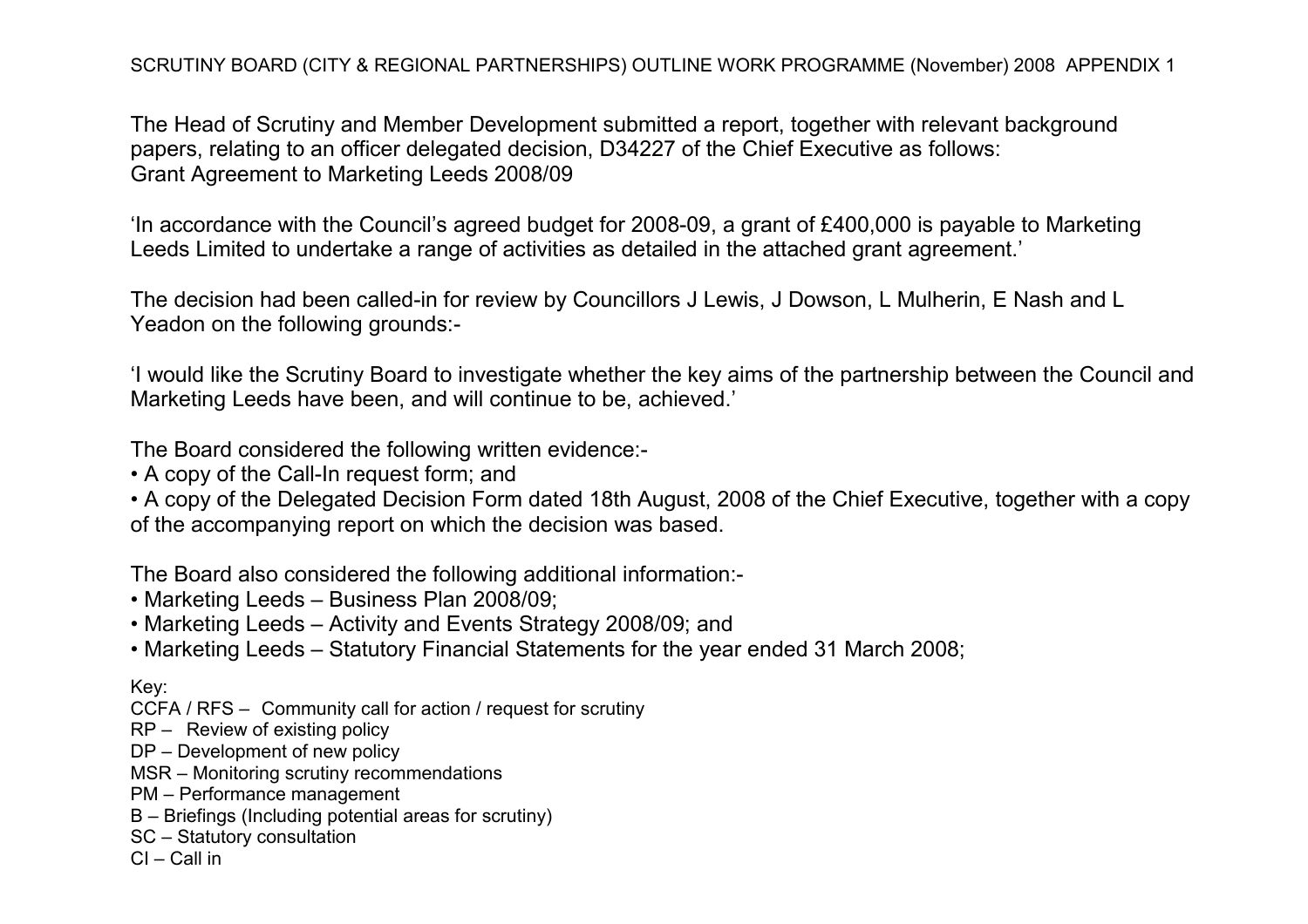The Head of Scrutiny and Member Development submitted a report, together with relevant background papers, relating to an officer delegated decision, D34227 of the Chief Executive as follows:
Grant Agreement to Marketing Leeds 2008/09

'In accordance with the Council's agreed budget for 2008-09, a grant of £400,000 is payable to Marketing Leeds Limited to undertake a range of activities as detailed in the attached grant agreement.'

The decision had been called-in for review by Councillors J Lewis, J Dowson, L Mulherin, E Nash and L Yeadon on the following grounds:-

'I would like the Scrutiny Board to investigate whether the key aims of the partnership between the Council and Marketing Leeds have been, and will continue to be, achieved.'

The Board considered the following written evidence:-

- A copy of the Call-In request form; and
- A copy of the Delegated Decision Form dated 18th August, 2008 of the Chief Executive, together with a copy of the accompanying report on which the decision was based.

The Board also considered the following additional information:-

- Marketing Leeds – Business Plan 2008/09;
- Marketing Leeds – Activity and Events Strategy 2008/09; and
- Marketing Leeds – Statutory Financial Statements for the year ended 31 March 2008;

Key:
CCFA / RFS – Community call for action / request for scrutiny
RP – Review of existing policy
DP – Development of new policy
MSR – Monitoring scrutiny recommendations
PM – Performance management
B – Briefings (Including potential areas for scrutiny)
SC – Statutory consultation
CI – Call in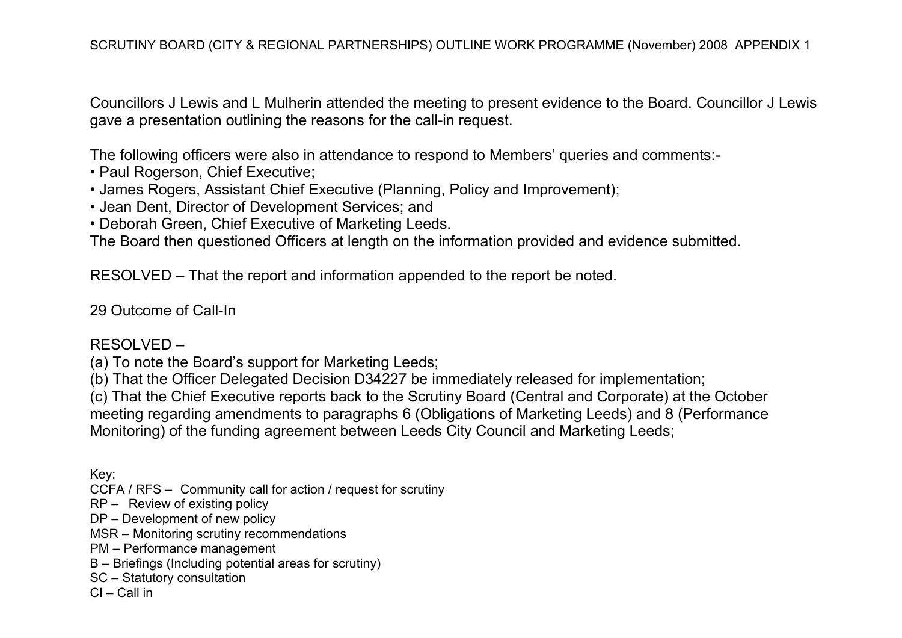Councillors J Lewis and L Mulherin attended the meeting to present evidence to the Board. Councillor J Lewis gave a presentation outlining the reasons for the call-in request.

The following officers were also in attendance to respond to Members' queries and comments:-

- Paul Rogerson, Chief Executive;
- James Rogers, Assistant Chief Executive (Planning, Policy and Improvement);
- Jean Dent, Director of Development Services; and
- Deborah Green, Chief Executive of Marketing Leeds.

The Board then questioned Officers at length on the information provided and evidence submitted.

RESOLVED – That the report and information appended to the report be noted.

29 Outcome of Call-In

RESOLVED –

(a) To note the Board's support for Marketing Leeds;
(b) That the Officer Delegated Decision D34227 be immediately released for implementation;
(c) That the Chief Executive reports back to the Scrutiny Board (Central and Corporate) at the October meeting regarding amendments to paragraphs 6 (Obligations of Marketing Leeds) and 8 (Performance Monitoring) of the funding agreement between Leeds City Council and Marketing Leeds;

Key:
CCFA / RFS – Community call for action / request for scrutiny
RP – Review of existing policy
DP – Development of new policy
MSR – Monitoring scrutiny recommendations
PM – Performance management
B – Briefings (Including potential areas for scrutiny)
SC – Statutory consultation
CI – Call in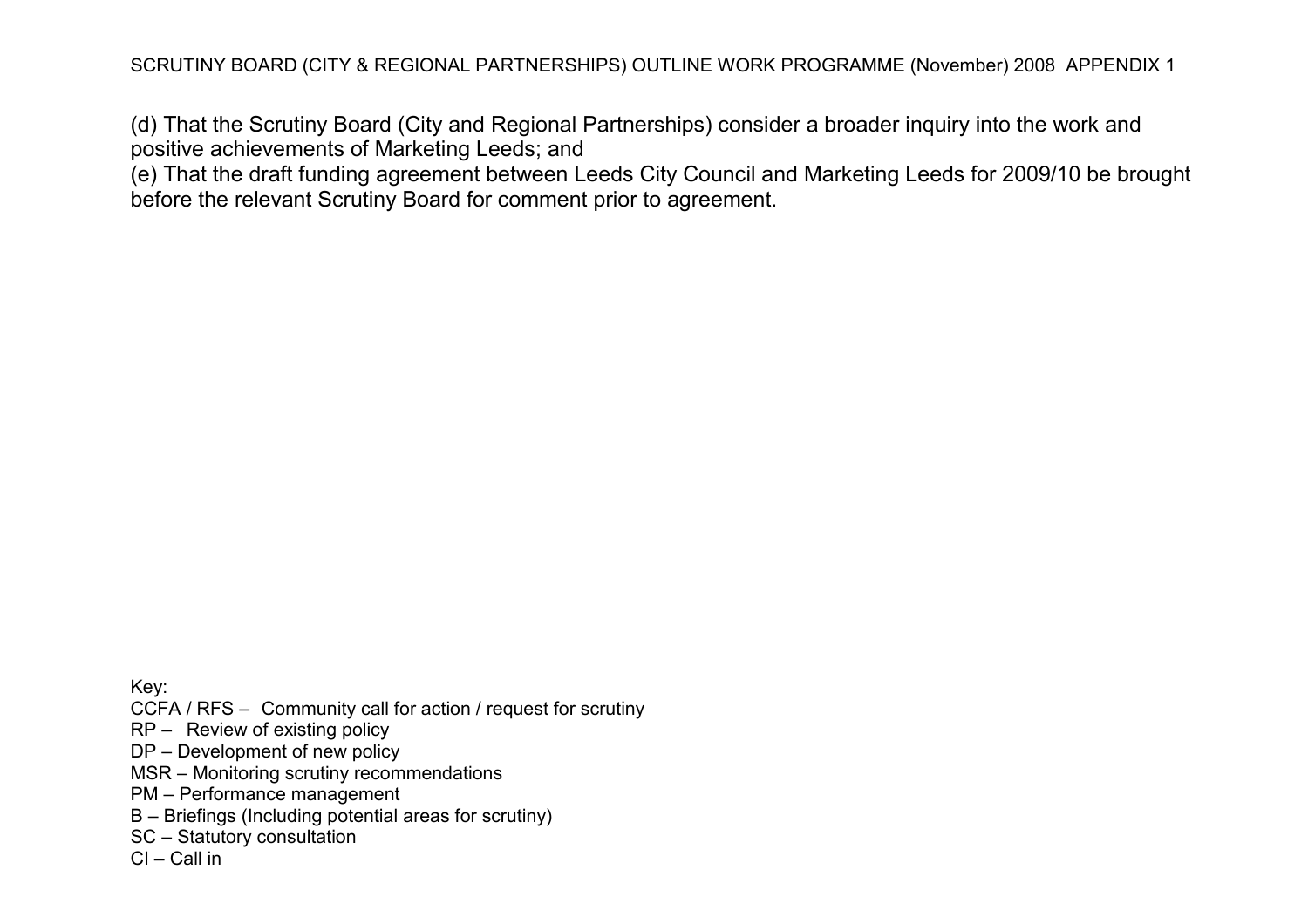(d) That the Scrutiny Board (City and Regional Partnerships) consider a broader inquiry into the work and positive achievements of Marketing Leeds; and

(e) That the draft funding agreement between Leeds City Council and Marketing Leeds for 2009/10 be brought before the relevant Scrutiny Board for comment prior to agreement.

Key:

CCFA / RFS – Community call for action / request for scrutiny

RP – Review of existing policy

DP – Development of new policy

MSR – Monitoring scrutiny recommendations

PM – Performance management

B – Briefings (Including potential areas for scrutiny)

SC – Statutory consultation

CI – Call in